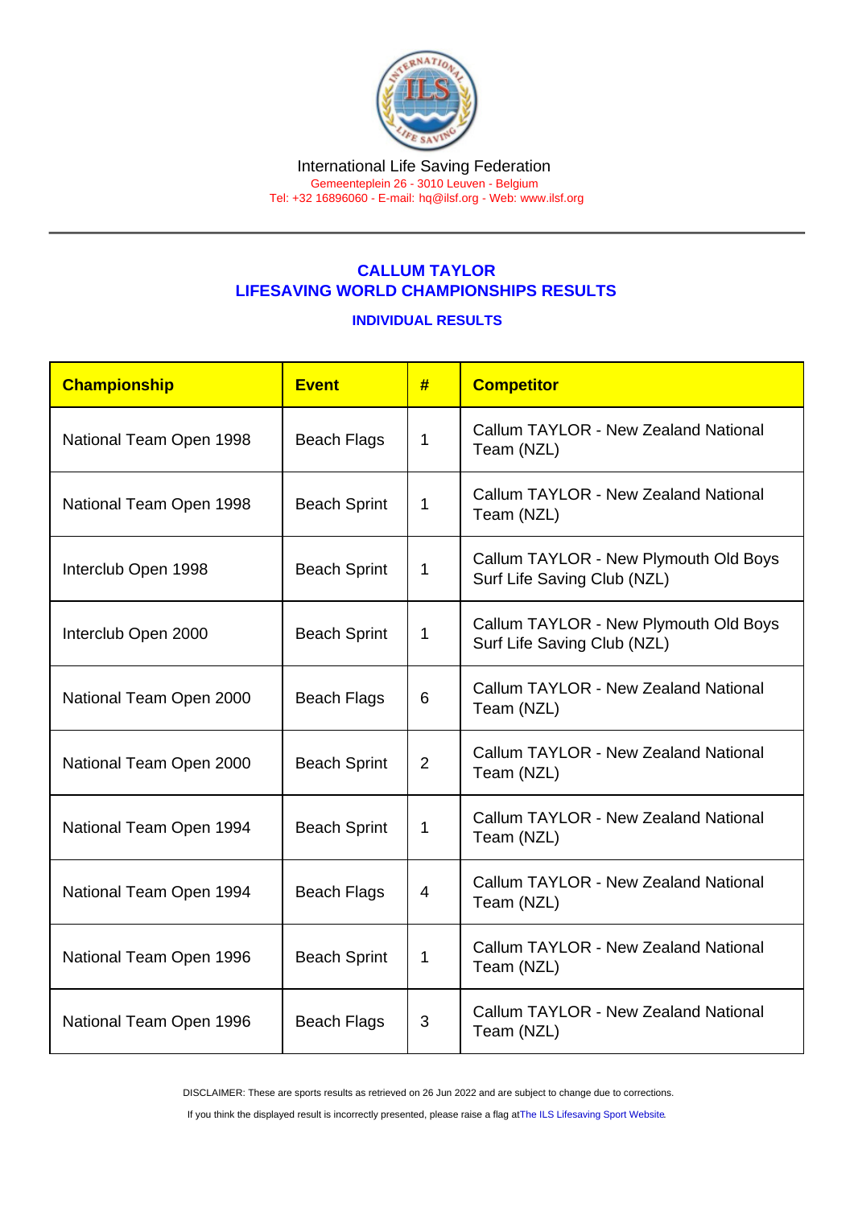International Life Saving Federation
Gemeenteplein 26 - 3010 Leuven - Belgium
Tel: +32 16896060 - E-mail: hq@ilsf.org - Web: www.ilsf.org

## CALLUM TAYLOR
## LIFESAVING WORLD CHAMPIONSHIPS RESULTS

### INDIVIDUAL RESULTS

| Championship | Event | # | Competitor |
|---|---|---|---|
| National Team Open 1998 | Beach Flags | 1 | Callum TAYLOR - New Zealand National Team (NZL) |
| National Team Open 1998 | Beach Sprint | 1 | Callum TAYLOR - New Zealand National Team (NZL) |
| Interclub Open 1998 | Beach Sprint | 1 | Callum TAYLOR - New Plymouth Old Boys Surf Life Saving Club (NZL) |
| Interclub Open 2000 | Beach Sprint | 1 | Callum TAYLOR - New Plymouth Old Boys Surf Life Saving Club (NZL) |
| National Team Open 2000 | Beach Flags | 6 | Callum TAYLOR - New Zealand National Team (NZL) |
| National Team Open 2000 | Beach Sprint | 2 | Callum TAYLOR - New Zealand National Team (NZL) |
| National Team Open 1994 | Beach Sprint | 1 | Callum TAYLOR - New Zealand National Team (NZL) |
| National Team Open 1994 | Beach Flags | 4 | Callum TAYLOR - New Zealand National Team (NZL) |
| National Team Open 1996 | Beach Sprint | 1 | Callum TAYLOR - New Zealand National Team (NZL) |
| National Team Open 1996 | Beach Flags | 3 | Callum TAYLOR - New Zealand National Team (NZL) |

DISCLAIMER: These are sports results as retrieved on 26 Jun 2022 and are subject to change due to corrections.

If you think the displayed result is incorrectly presented, please raise a flag at The ILS Lifesaving Sport Website.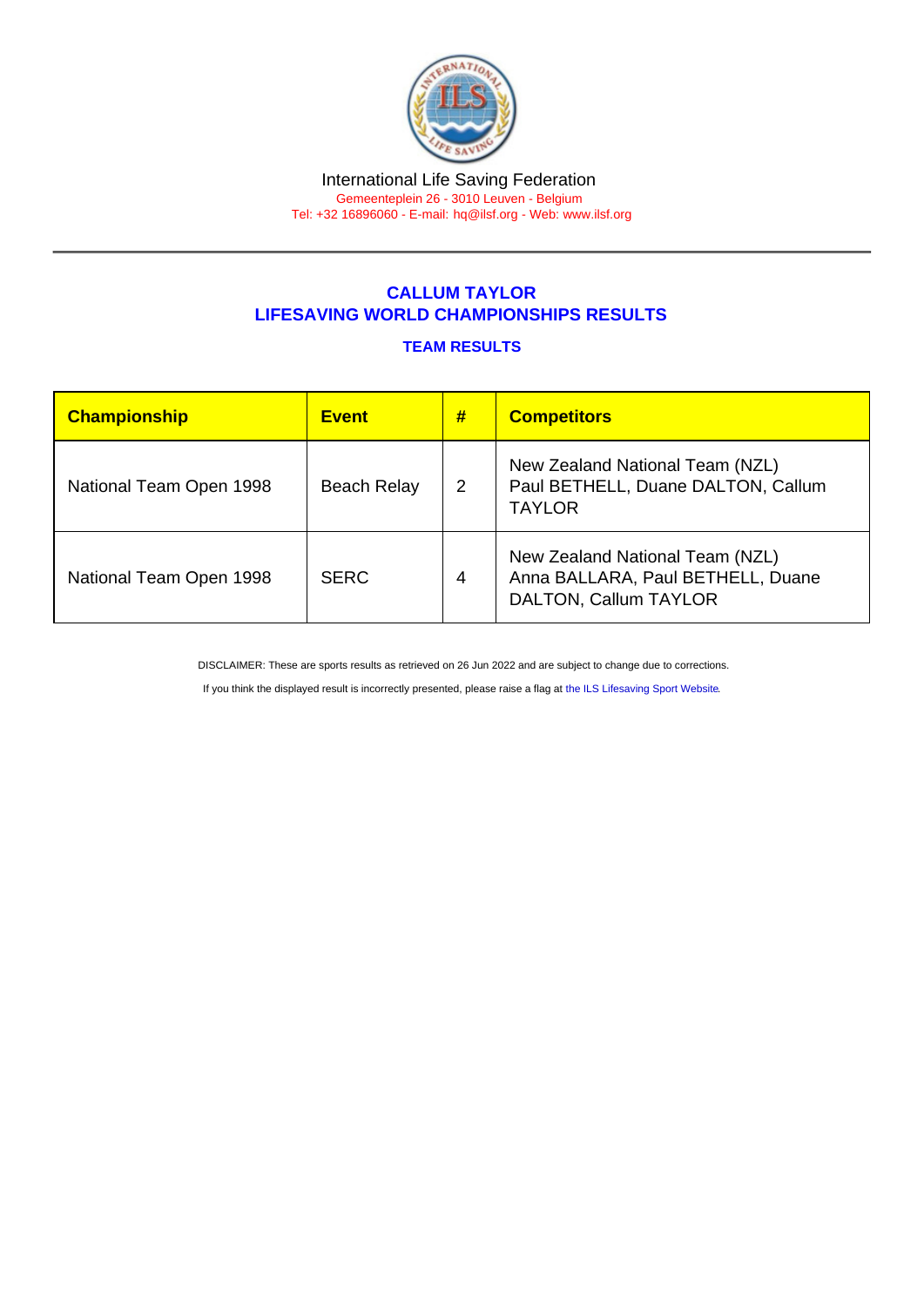International Life Saving Federation
Gemeenteplein 26 - 3010 Leuven - Belgium
Tel: +32 16896060 - E-mail: hq@ilsf.org - Web: www.ilsf.org

## CALLUM TAYLOR
## LIFESAVING WORLD CHAMPIONSHIPS RESULTS

### TEAM RESULTS

| Championship | Event | # | Competitors |
|---|---|---|---|
| National Team Open 1998 | Beach Relay | 2 | New Zealand National Team (NZL) Paul BETHELL, Duane DALTON, Callum TAYLOR |
| National Team Open 1998 | SERC | 4 | New Zealand National Team (NZL) Anna BALLARA, Paul BETHELL, Duane DALTON, Callum TAYLOR |

DISCLAIMER: These are sports results as retrieved on 26 Jun 2022 and are subject to change due to corrections.

If you think the displayed result is incorrectly presented, please raise a flag at the ILS Lifesaving Sport Website.